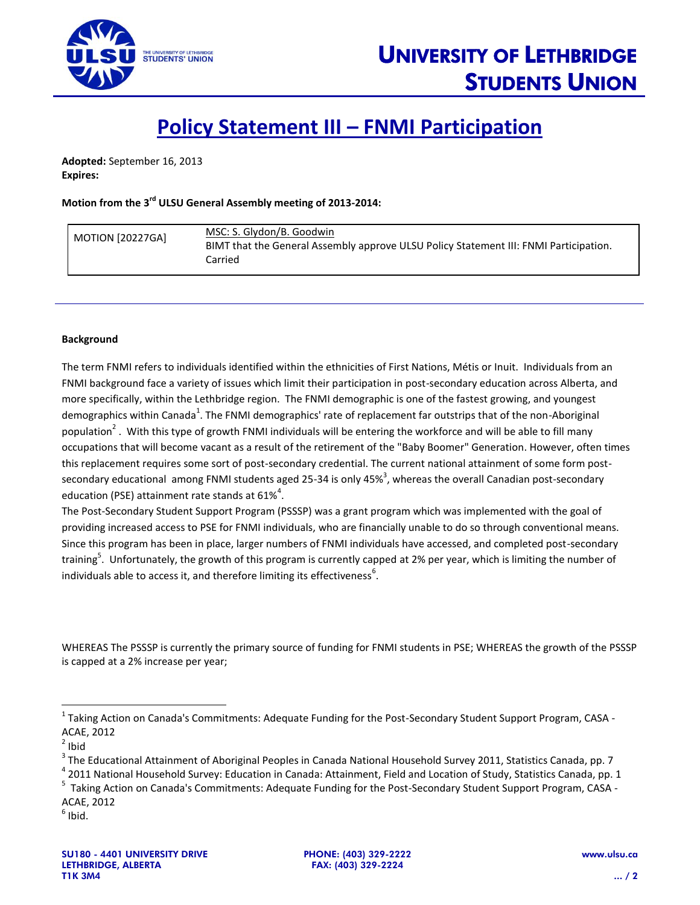# Policy Statement III – FNMI Participation

**Adopted:** September 16, 2013
**Expires:**

**Motion from the 3rd ULSU General Assembly meeting of 2013-2014:**

| MOTION [20227GA] | MSC: S. Glydon/B. Goodwin<br>BIMT that the General Assembly approve ULSU Policy Statement III: FNMI Participation.<br>Carried |
|---|---|

---

**Background**

The term FNMI refers to individuals identified within the ethnicities of First Nations, Métis or Inuit. Individuals from an FNMI background face a variety of issues which limit their participation in post-secondary education across Alberta, and more specifically, within the Lethbridge region. The FNMI demographic is one of the fastest growing, and youngest demographics within Canada[1]. The FNMI demographics' rate of replacement far outstrips that of the non-Aboriginal population[2]. With this type of growth FNMI individuals will be entering the workforce and will be able to fill many occupations that will become vacant as a result of the retirement of the "Baby Boomer" Generation. However, often times this replacement requires some sort of post-secondary credential. The current national attainment of some form post-secondary educational among FNMI students aged 25-34 is only 45%[3], whereas the overall Canadian post-secondary education (PSE) attainment rate stands at 61%[4].

The Post-Secondary Student Support Program (PSSSP) was a grant program which was implemented with the goal of providing increased access to PSE for FNMI individuals, who are financially unable to do so through conventional means. Since this program has been in place, larger numbers of FNMI individuals have accessed, and completed post-secondary training[5]. Unfortunately, the growth of this program is currently capped at 2% per year, which is limiting the number of individuals able to access it, and therefore limiting its effectiveness[6].

WHEREAS The PSSSP is currently the primary source of funding for FNMI students in PSE; WHEREAS the growth of the PSSSP is capped at a 2% increase per year;

---

[1] Taking Action on Canada's Commitments: Adequate Funding for the Post-Secondary Student Support Program, CASA - ACAE, 2012
[2] Ibid
[3] The Educational Attainment of Aboriginal Peoples in Canada National Household Survey 2011, Statistics Canada, pp. 7
[4] 2011 National Household Survey: Education in Canada: Attainment, Field and Location of Study, Statistics Canada, pp. 1
[5] Taking Action on Canada's Commitments: Adequate Funding for the Post-Secondary Student Support Program, CASA - ACAE, 2012
[6] Ibid.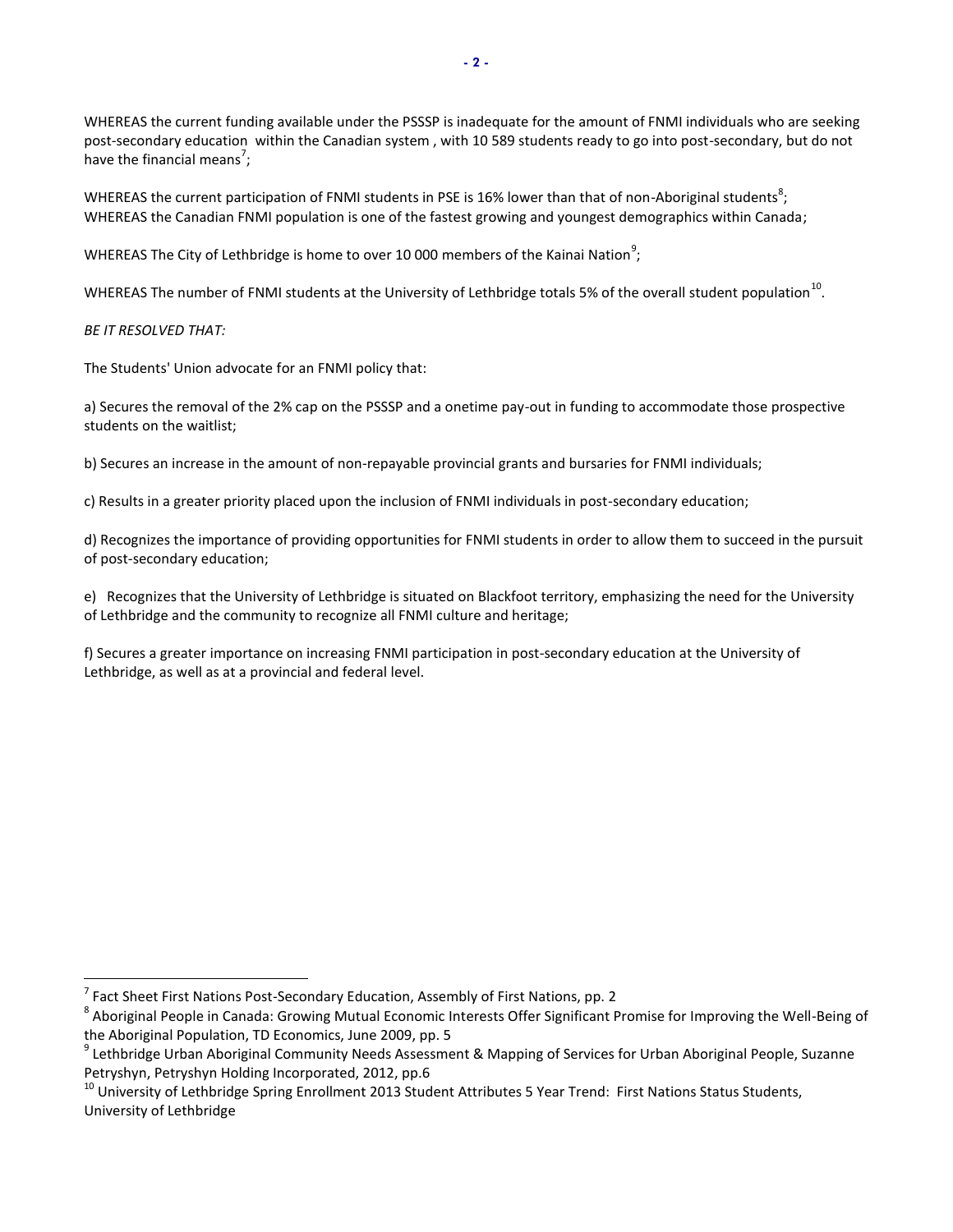WHEREAS the current funding available under the PSSSP is inadequate for the amount of FNMI individuals who are seeking post-secondary education within the Canadian system , with 10 589 students ready to go into post-secondary, but do not have the financial means[7];

WHEREAS the current participation of FNMI students in PSE is 16% lower than that of non-Aboriginal students[8];
WHEREAS the Canadian FNMI population is one of the fastest growing and youngest demographics within Canada;

WHEREAS The City of Lethbridge is home to over 10 000 members of the Kainai Nation[9];

WHEREAS The number of FNMI students at the University of Lethbridge totals 5% of the overall student population[10].

*BE IT RESOLVED THAT:*

The Students' Union advocate for an FNMI policy that:

a) Secures the removal of the 2% cap on the PSSSP and a onetime pay-out in funding to accommodate those prospective students on the waitlist;

b) Secures an increase in the amount of non-repayable provincial grants and bursaries for FNMI individuals;

c) Results in a greater priority placed upon the inclusion of FNMI individuals in post-secondary education;

d) Recognizes the importance of providing opportunities for FNMI students in order to allow them to succeed in the pursuit of post-secondary education;

e) Recognizes that the University of Lethbridge is situated on Blackfoot territory, emphasizing the need for the University of Lethbridge and the community to recognize all FNMI culture and heritage;

f) Secures a greater importance on increasing FNMI participation in post-secondary education at the University of Lethbridge, as well as at a provincial and federal level.

---

[7] Fact Sheet First Nations Post-Secondary Education, Assembly of First Nations, pp. 2

[8] Aboriginal People in Canada: Growing Mutual Economic Interests Offer Significant Promise for Improving the Well-Being of the Aboriginal Population, TD Economics, June 2009, pp. 5

[9] Lethbridge Urban Aboriginal Community Needs Assessment & Mapping of Services for Urban Aboriginal People, Suzanne Petryshyn, Petryshyn Holding Incorporated, 2012, pp.6

[10] University of Lethbridge Spring Enrollment 2013 Student Attributes 5 Year Trend: First Nations Status Students, University of Lethbridge